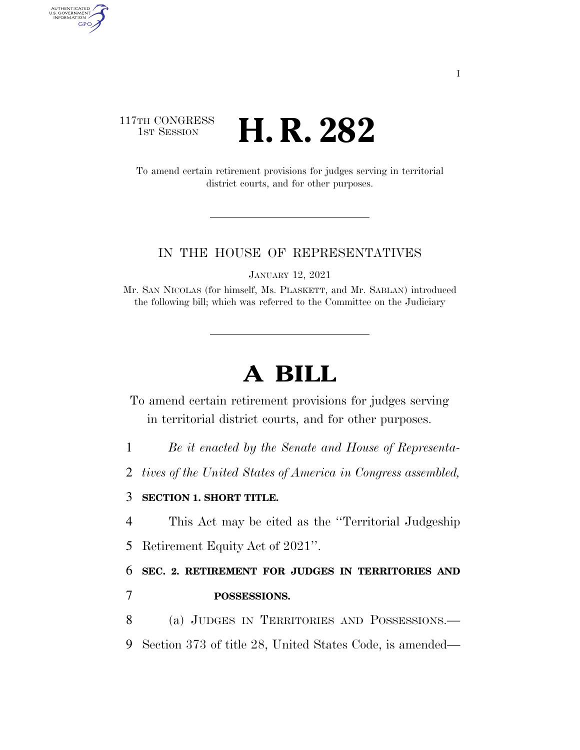117TH CONGRESS
1ST SESSION

# H. R. 282

To amend certain retirement provisions for judges serving in territorial district courts, and for other purposes.

IN THE HOUSE OF REPRESENTATIVES

JANUARY 12, 2021

Mr. SAN NICOLAS (for himself, Ms. PLASKETT, and Mr. SABLAN) introduced the following bill; which was referred to the Committee on the Judiciary

# A BILL

To amend certain retirement provisions for judges serving in territorial district courts, and for other purposes.

1 *Be it enacted by the Senate and House of Representa-*
2 *tives of the United States of America in Congress assembled,*

3 **SECTION 1. SHORT TITLE.**

4 This Act may be cited as the "Territorial Judgeship
5 Retirement Equity Act of 2021".

6 **SEC. 2. RETIREMENT FOR JUDGES IN TERRITORIES AND**
7 **POSSESSIONS.**

8 (a) JUDGES IN TERRITORIES AND POSSESSIONS.—
9 Section 373 of title 28, United States Code, is amended—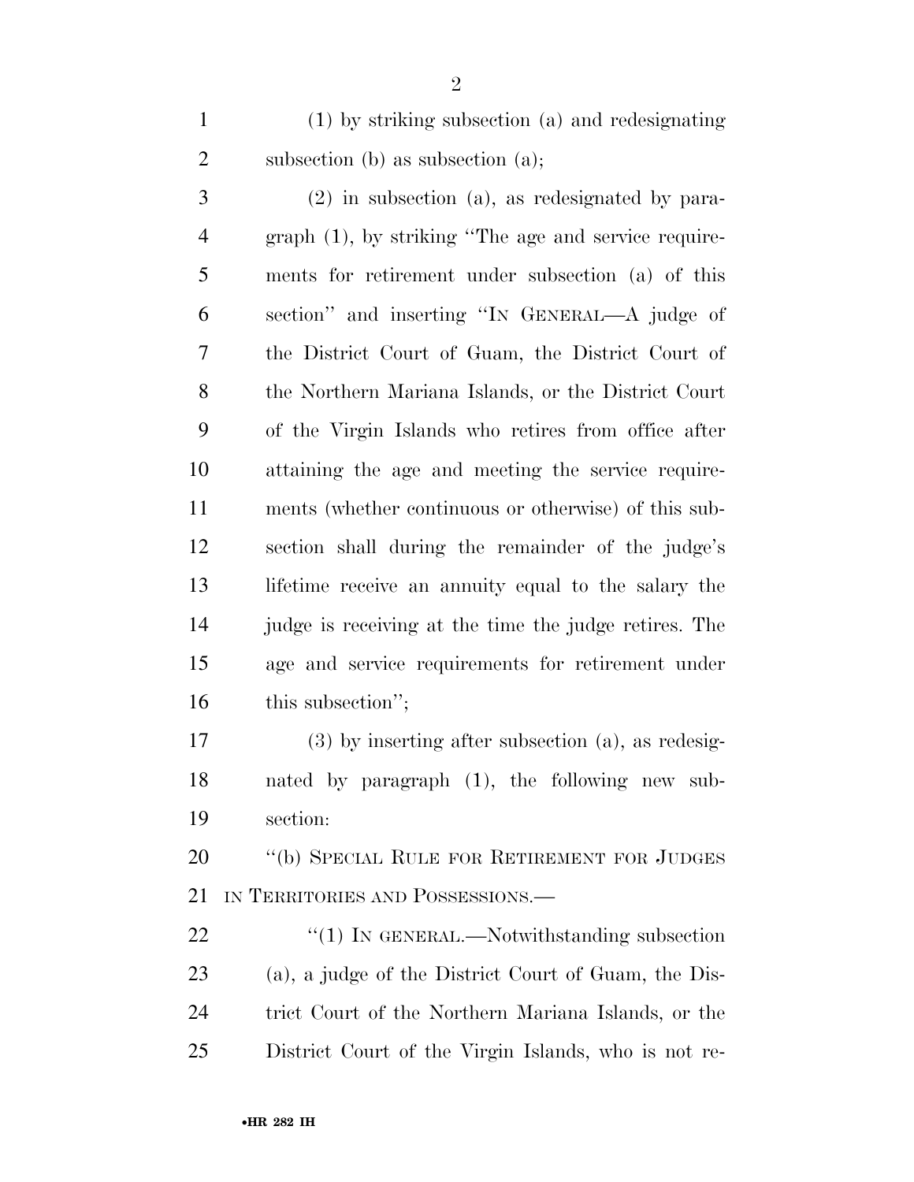(1) by striking subsection (a) and redesignating subsection (b) as subsection (a);

(2) in subsection (a), as redesignated by paragraph (1), by striking "The age and service requirements for retirement under subsection (a) of this section" and inserting "IN GENERAL—A judge of the District Court of Guam, the District Court of the Northern Mariana Islands, or the District Court of the Virgin Islands who retires from office after attaining the age and meeting the service requirements (whether continuous or otherwise) of this subsection shall during the remainder of the judge's lifetime receive an annuity equal to the salary the judge is receiving at the time the judge retires. The age and service requirements for retirement under this subsection";

(3) by inserting after subsection (a), as redesignated by paragraph (1), the following new subsection:

"(b) SPECIAL RULE FOR RETIREMENT FOR JUDGES IN TERRITORIES AND POSSESSIONS.—

"(1) IN GENERAL.—Notwithstanding subsection (a), a judge of the District Court of Guam, the District Court of the Northern Mariana Islands, or the District Court of the Virgin Islands, who is not re-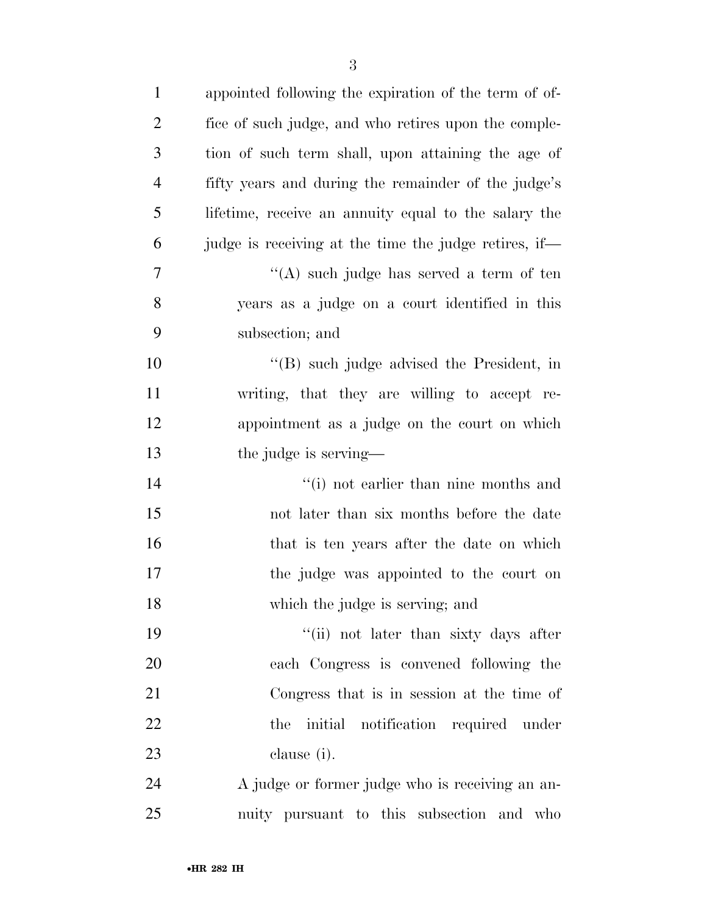appointed following the expiration of the term of office of such judge, and who retires upon the completion of such term shall, upon attaining the age of fifty years and during the remainder of the judge's lifetime, receive an annuity equal to the salary the judge is receiving at the time the judge retires, if—

> "(A) such judge has served a term of ten years as a judge on a court identified in this subsection; and
>
> "(B) such judge advised the President, in writing, that they are willing to accept reappointment as a judge on the court on which the judge is serving—
>
> > "(i) not earlier than nine months and not later than six months before the date that is ten years after the date on which the judge was appointed to the court on which the judge is serving; and
> >
> > "(ii) not later than sixty days after each Congress is convened following the Congress that is in session at the time of the initial notification required under clause (i).

A judge or former judge who is receiving an annuity pursuant to this subsection and who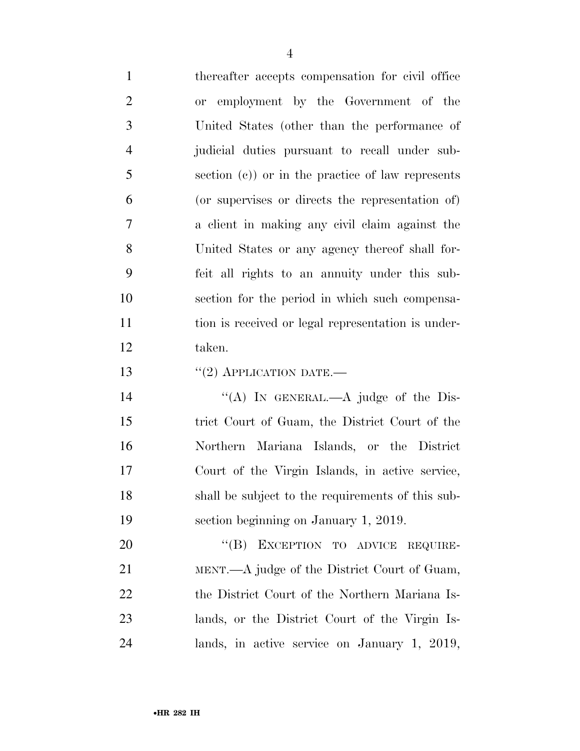thereafter accepts compensation for civil office or employment by the Government of the United States (other than the performance of judicial duties pursuant to recall under subsection (c)) or in the practice of law represents (or supervises or directs the representation of) a client in making any civil claim against the United States or any agency thereof shall forfeit all rights to an annuity under this subsection for the period in which such compensation is received or legal representation is undertaken.

"(2) APPLICATION DATE.—

"(A) IN GENERAL.—A judge of the District Court of Guam, the District Court of the Northern Mariana Islands, or the District Court of the Virgin Islands, in active service, shall be subject to the requirements of this subsection beginning on January 1, 2019.

"(B) EXCEPTION TO ADVICE REQUIREMENT.—A judge of the District Court of Guam, the District Court of the Northern Mariana Islands, or the District Court of the Virgin Islands, in active service on January 1, 2019,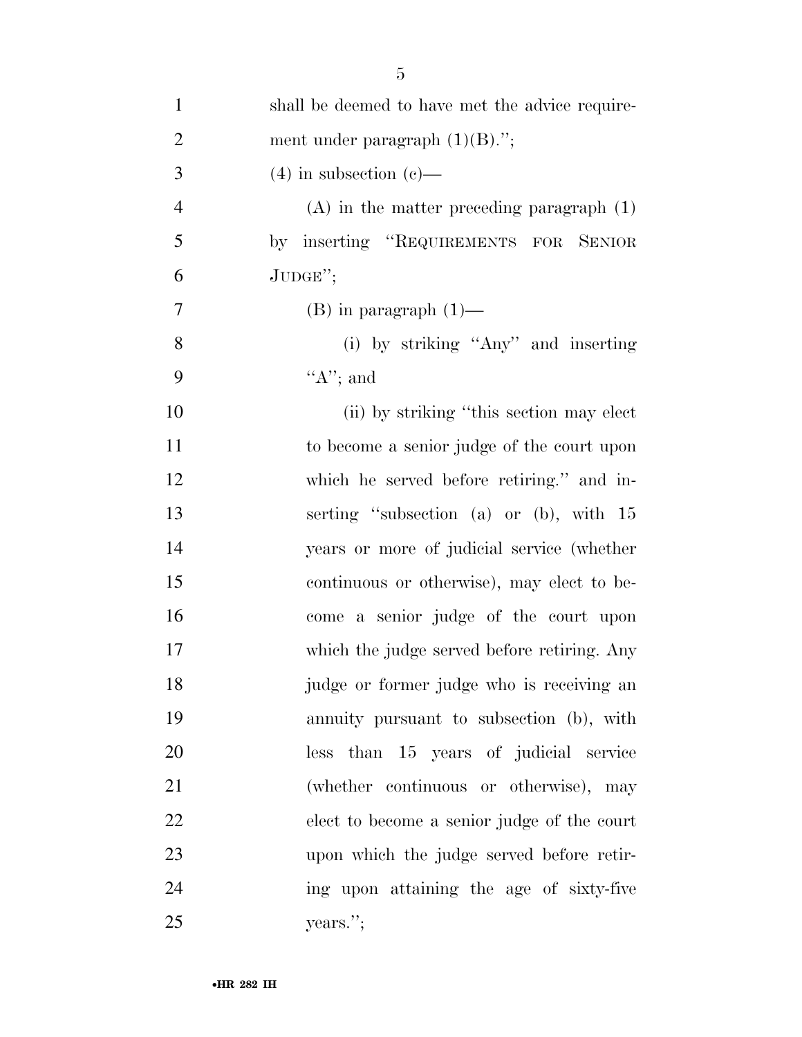shall be deemed to have met the advice requirement under paragraph (1)(B).'';

(4) in subsection (c)—

(A) in the matter preceding paragraph (1) by inserting ''REQUIREMENTS FOR SENIOR JUDGE'';

(B) in paragraph (1)—

(i) by striking ''Any'' and inserting ''A''; and

(ii) by striking ''this section may elect to become a senior judge of the court upon which he served before retiring.'' and inserting ''subsection (a) or (b), with 15 years or more of judicial service (whether continuous or otherwise), may elect to become a senior judge of the court upon which the judge served before retiring. Any judge or former judge who is receiving an annuity pursuant to subsection (b), with less than 15 years of judicial service (whether continuous or otherwise), may elect to become a senior judge of the court upon which the judge served before retiring upon attaining the age of sixty-five years.'';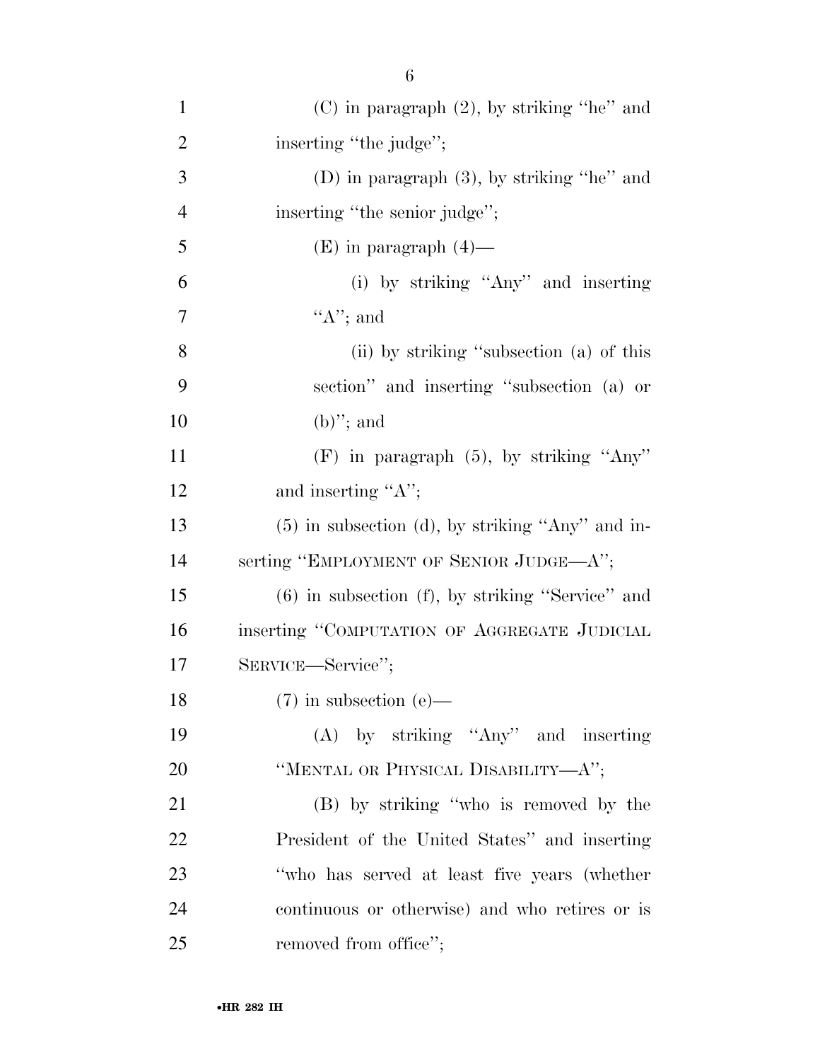(C) in paragraph (2), by striking "he" and inserting "the judge";

(D) in paragraph (3), by striking "he" and inserting "the senior judge";

(E) in paragraph (4)—

(i) by striking "Any" and inserting "A"; and

(ii) by striking "subsection (a) of this section" and inserting "subsection (a) or (b)"; and

(F) in paragraph (5), by striking "Any" and inserting "A";

(5) in subsection (d), by striking "Any" and inserting "EMPLOYMENT OF SENIOR JUDGE—A";

(6) in subsection (f), by striking "Service" and inserting "COMPUTATION OF AGGREGATE JUDICIAL SERVICE—Service";

(7) in subsection (e)—

(A) by striking "Any" and inserting "MENTAL OR PHYSICAL DISABILITY—A";

(B) by striking "who is removed by the President of the United States" and inserting "who has served at least five years (whether continuous or otherwise) and who retires or is removed from office";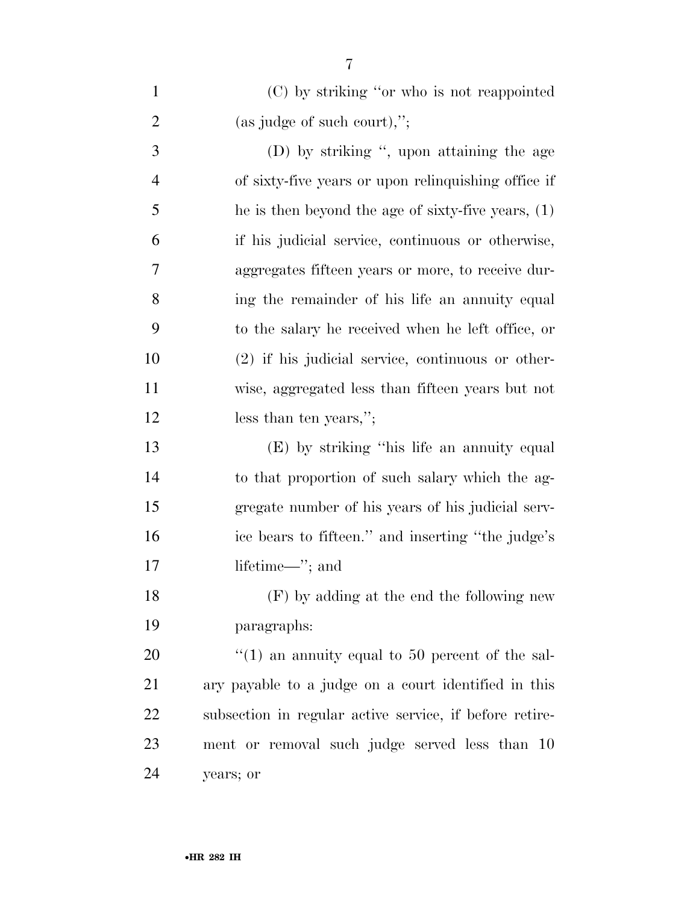(C) by striking "or who is not reappointed (as judge of such court),";

(D) by striking ", upon attaining the age of sixty-five years or upon relinquishing office if he is then beyond the age of sixty-five years, (1) if his judicial service, continuous or otherwise, aggregates fifteen years or more, to receive during the remainder of his life an annuity equal to the salary he received when he left office, or (2) if his judicial service, continuous or otherwise, aggregated less than fifteen years but not less than ten years,";

(E) by striking "his life an annuity equal to that proportion of such salary which the aggregate number of his years of his judicial service bears to fifteen." and inserting "the judge's lifetime—"; and

(F) by adding at the end the following new paragraphs:

"(1) an annuity equal to 50 percent of the salary payable to a judge on a court identified in this subsection in regular active service, if before retirement or removal such judge served less than 10 years; or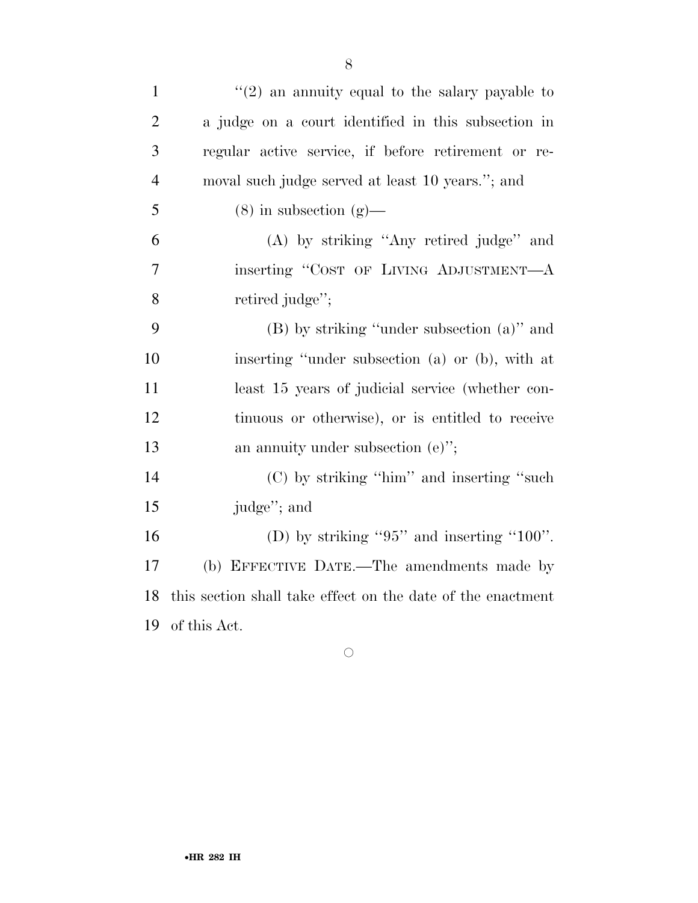"(2) an annuity equal to the salary payable to a judge on a court identified in this subsection in regular active service, if before retirement or removal such judge served at least 10 years."; and

(8) in subsection (g)—

(A) by striking "Any retired judge" and inserting "COST OF LIVING ADJUSTMENT—A retired judge";

(B) by striking "under subsection (a)" and inserting "under subsection (a) or (b), with at least 15 years of judicial service (whether continuous or otherwise), or is entitled to receive an annuity under subsection (e)";

(C) by striking "him" and inserting "such judge"; and

(D) by striking "95" and inserting "100".

(b) EFFECTIVE DATE.—The amendments made by this section shall take effect on the date of the enactment of this Act.

○